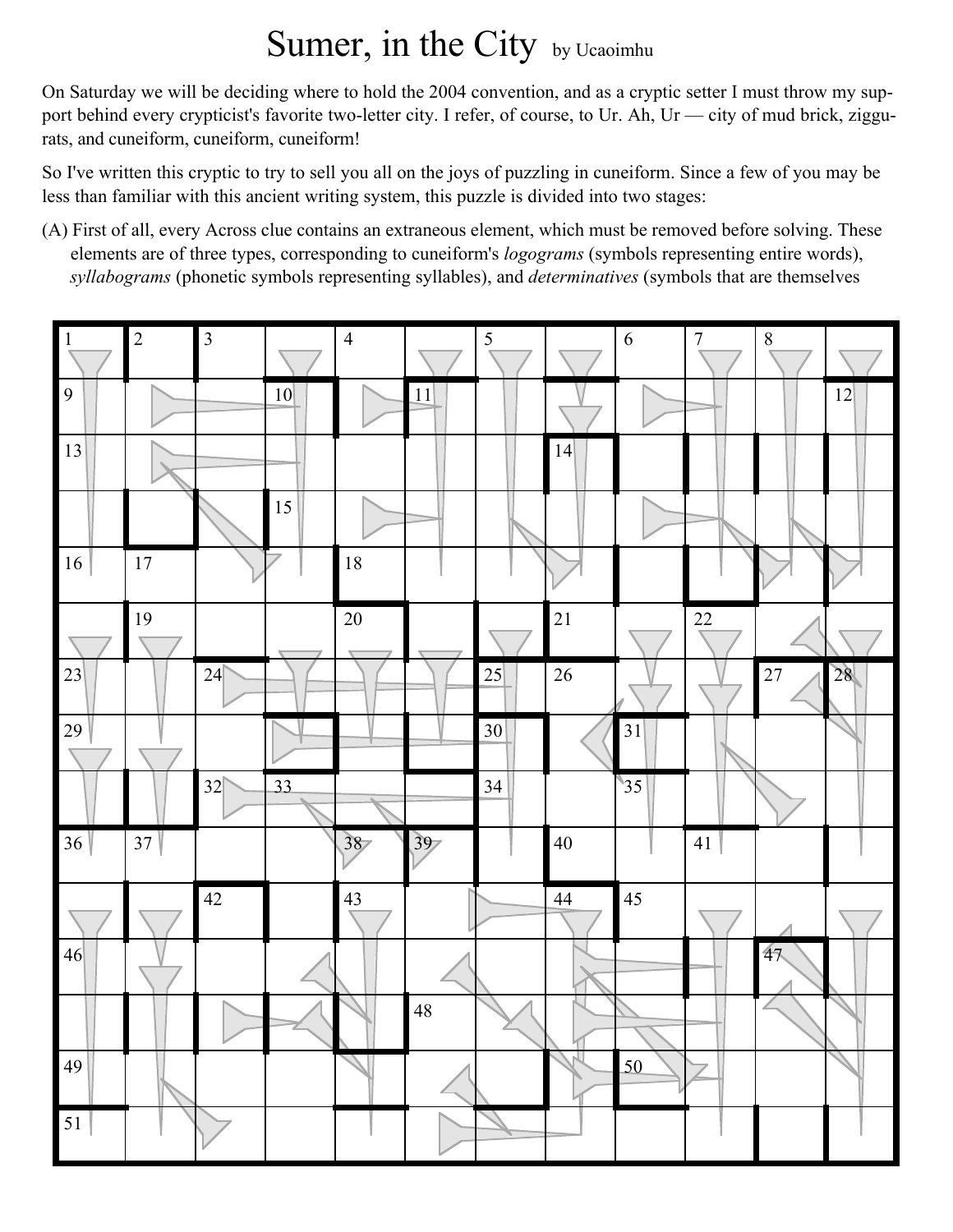# Sumer, in the City by Ucaoimhu

On Saturday we will be deciding where to hold the 2004 convention, and as a cryptic setter I must throw my support behind every crypticist's favorite two-letter city. I refer, of course, to Ur. Ah, Ur — city of mud brick, ziggurats, and cuneiform, cuneiform, cuneiform!

So I've written this cryptic to try to sell you all on the joys of puzzling in cuneiform. Since a few of you may be less than familiar with this ancient writing system, this puzzle is divided into two stages:

(A) First of all, every Across clue contains an extraneous element, which must be removed before solving. These elements are of three types, corresponding to cuneiform's *logograms* (symbols representing entire words), *syllabograms* (phonetic symbols representing syllables), and *determinatives* (symbols that are themselves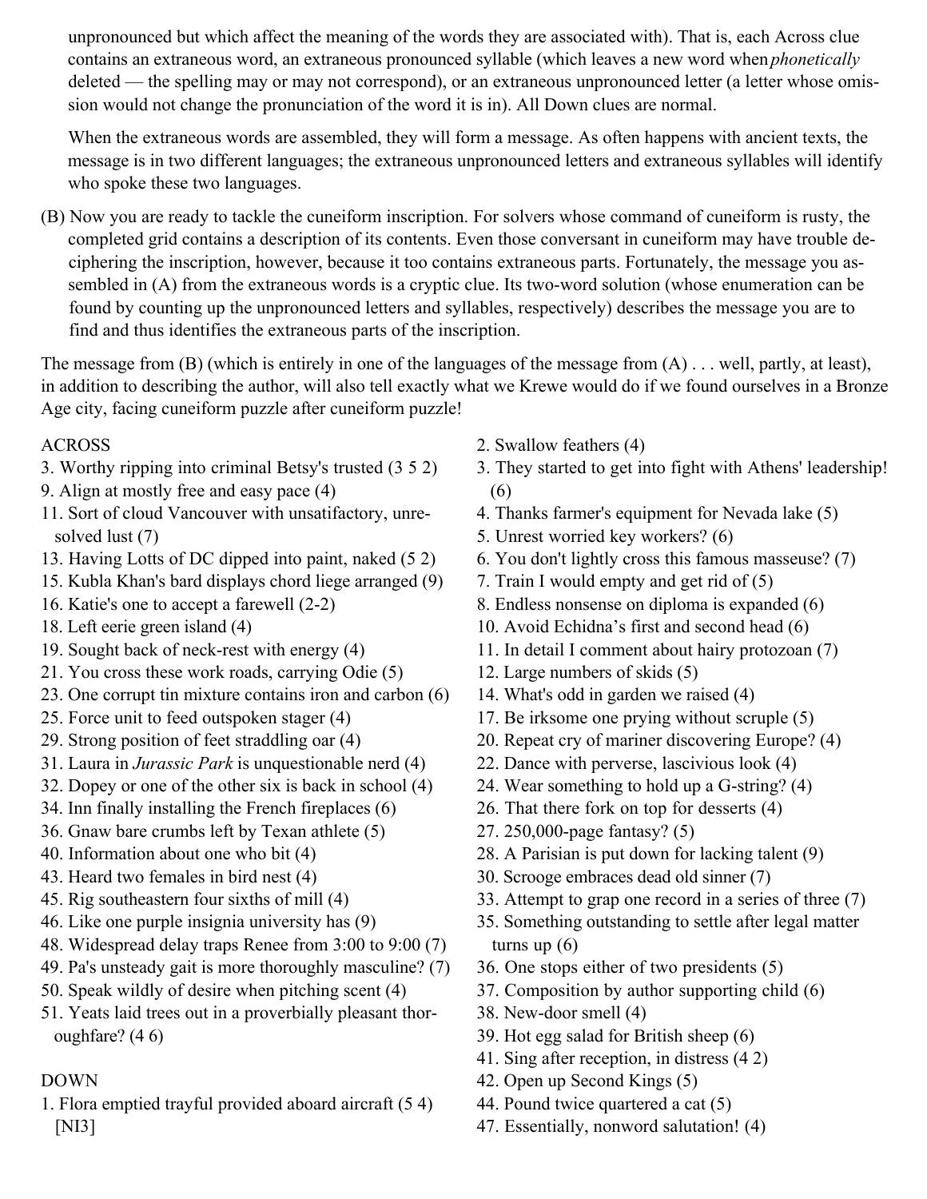unpronounced but which affect the meaning of the words they are associated with). That is, each Across clue contains an extraneous word, an extraneous pronounced syllable (which leaves a new word when *phonetically* deleted — the spelling may or may not correspond), or an extraneous unpronounced letter (a letter whose omission would not change the pronunciation of the word it is in). All Down clues are normal.

When the extraneous words are assembled, they will form a message. As often happens with ancient texts, the message is in two different languages; the extraneous unpronounced letters and extraneous syllables will identify who spoke these two languages.

(B) Now you are ready to tackle the cuneiform inscription. For solvers whose command of cuneiform is rusty, the completed grid contains a description of its contents. Even those conversant in cuneiform may have trouble deciphering the inscription, however, because it too contains extraneous parts. Fortunately, the message you assembled in (A) from the extraneous words is a cryptic clue. Its two-word solution (whose enumeration can be found by counting up the unpronounced letters and syllables, respectively) describes the message you are to find and thus identifies the extraneous parts of the inscription.

The message from (B) (which is entirely in one of the languages of the message from (A) . . . well, partly, at least), in addition to describing the author, will also tell exactly what we Krewe would do if we found ourselves in a Bronze Age city, facing cuneiform puzzle after cuneiform puzzle!

ACROSS

3. Worthy ripping into criminal Betsy's trusted (3 5 2)
9. Align at mostly free and easy pace (4)
11. Sort of cloud Vancouver with unsatifactory, unresolved lust (7)
13. Having Lotts of DC dipped into paint, naked (5 2)
15. Kubla Khan's bard displays chord liege arranged (9)
16. Katie's one to accept a farewell (2-2)
18. Left eerie green island (4)
19. Sought back of neck-rest with energy (4)
21. You cross these work roads, carrying Odie (5)
23. One corrupt tin mixture contains iron and carbon (6)
25. Force unit to feed outspoken stager (4)
29. Strong position of feet straddling oar (4)
31. Laura in *Jurassic Park* is unquestionable nerd (4)
32. Dopey or one of the other six is back in school (4)
34. Inn finally installing the French fireplaces (6)
36. Gnaw bare crumbs left by Texan athlete (5)
40. Information about one who bit (4)
43. Heard two females in bird nest (4)
45. Rig southeastern four sixths of mill (4)
46. Like one purple insignia university has (9)
48. Widespread delay traps Renee from 3:00 to 9:00 (7)
49. Pa's unsteady gait is more thoroughly masculine? (7)
50. Speak wildly of desire when pitching scent (4)
51. Yeats laid trees out in a proverbially pleasant thoroughfare? (4 6)

DOWN

1. Flora emptied trayful provided aboard aircraft (5 4) [NI3]
2. Swallow feathers (4)
3. They started to get into fight with Athens' leadership! (6)
4. Thanks farmer's equipment for Nevada lake (5)
5. Unrest worried key workers? (6)
6. You don't lightly cross this famous masseuse? (7)
7. Train I would empty and get rid of (5)
8. Endless nonsense on diploma is expanded (6)
10. Avoid Echidna's first and second head (6)
11. In detail I comment about hairy protozoan (7)
12. Large numbers of skids (5)
14. What's odd in garden we raised (4)
17. Be irksome one prying without scruple (5)
20. Repeat cry of mariner discovering Europe? (4)
22. Dance with perverse, lascivious look (4)
24. Wear something to hold up a G-string? (4)
26. That there fork on top for desserts (4)
27. 250,000-page fantasy? (5)
28. A Parisian is put down for lacking talent (9)
30. Scrooge embraces dead old sinner (7)
33. Attempt to grap one record in a series of three (7)
35. Something outstanding to settle after legal matter turns up (6)
36. One stops either of two presidents (5)
37. Composition by author supporting child (6)
38. New-door smell (4)
39. Hot egg salad for British sheep (6)
41. Sing after reception, in distress (4 2)
42. Open up Second Kings (5)
44. Pound twice quartered a cat (5)
47. Essentially, nonword salutation! (4)